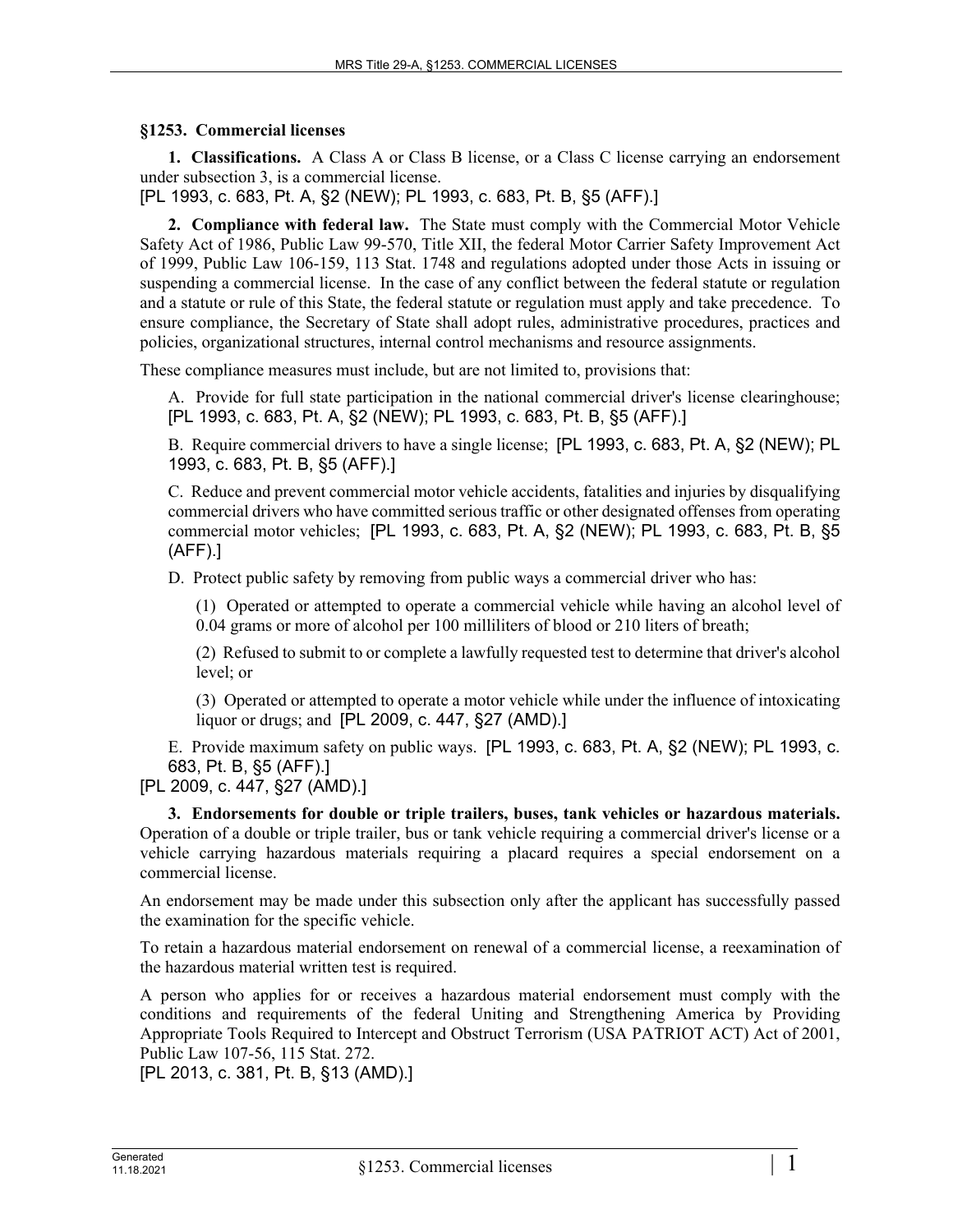## §1253. Commercial licenses

**1. Classifications.** A Class A or Class B license, or a Class C license carrying an endorsement under subsection 3, is a commercial license.

[PL 1993, c. 683, Pt. A, §2 (NEW); PL 1993, c. 683, Pt. B, §5 (AFF).]

**2. Compliance with federal law.** The State must comply with the Commercial Motor Vehicle Safety Act of 1986, Public Law 99-570, Title XII, the federal Motor Carrier Safety Improvement Act of 1999, Public Law 106-159, 113 Stat. 1748 and regulations adopted under those Acts in issuing or suspending a commercial license. In the case of any conflict between the federal statute or regulation and a statute or rule of this State, the federal statute or regulation must apply and take precedence. To ensure compliance, the Secretary of State shall adopt rules, administrative procedures, practices and policies, organizational structures, internal control mechanisms and resource assignments.

These compliance measures must include, but are not limited to, provisions that:

A. Provide for full state participation in the national commercial driver's license clearinghouse; [PL 1993, c. 683, Pt. A, §2 (NEW); PL 1993, c. 683, Pt. B, §5 (AFF).]

B. Require commercial drivers to have a single license; [PL 1993, c. 683, Pt. A, §2 (NEW); PL 1993, c. 683, Pt. B, §5 (AFF).]

C. Reduce and prevent commercial motor vehicle accidents, fatalities and injuries by disqualifying commercial drivers who have committed serious traffic or other designated offenses from operating commercial motor vehicles; [PL 1993, c. 683, Pt. A, §2 (NEW); PL 1993, c. 683, Pt. B, §5 (AFF).]

D. Protect public safety by removing from public ways a commercial driver who has:

(1) Operated or attempted to operate a commercial vehicle while having an alcohol level of 0.04 grams or more of alcohol per 100 milliliters of blood or 210 liters of breath;

(2) Refused to submit to or complete a lawfully requested test to determine that driver's alcohol level; or

(3) Operated or attempted to operate a motor vehicle while under the influence of intoxicating liquor or drugs; and [PL 2009, c. 447, §27 (AMD).]

E. Provide maximum safety on public ways. [PL 1993, c. 683, Pt. A, §2 (NEW); PL 1993, c. 683, Pt. B, §5 (AFF).]

[PL 2009, c. 447, §27 (AMD).]

**3. Endorsements for double or triple trailers, buses, tank vehicles or hazardous materials.** Operation of a double or triple trailer, bus or tank vehicle requiring a commercial driver's license or a vehicle carrying hazardous materials requiring a placard requires a special endorsement on a commercial license.

An endorsement may be made under this subsection only after the applicant has successfully passed the examination for the specific vehicle.

To retain a hazardous material endorsement on renewal of a commercial license, a reexamination of the hazardous material written test is required.

A person who applies for or receives a hazardous material endorsement must comply with the conditions and requirements of the federal Uniting and Strengthening America by Providing Appropriate Tools Required to Intercept and Obstruct Terrorism (USA PATRIOT ACT) Act of 2001, Public Law 107-56, 115 Stat. 272.

[PL 2013, c. 381, Pt. B, §13 (AMD).]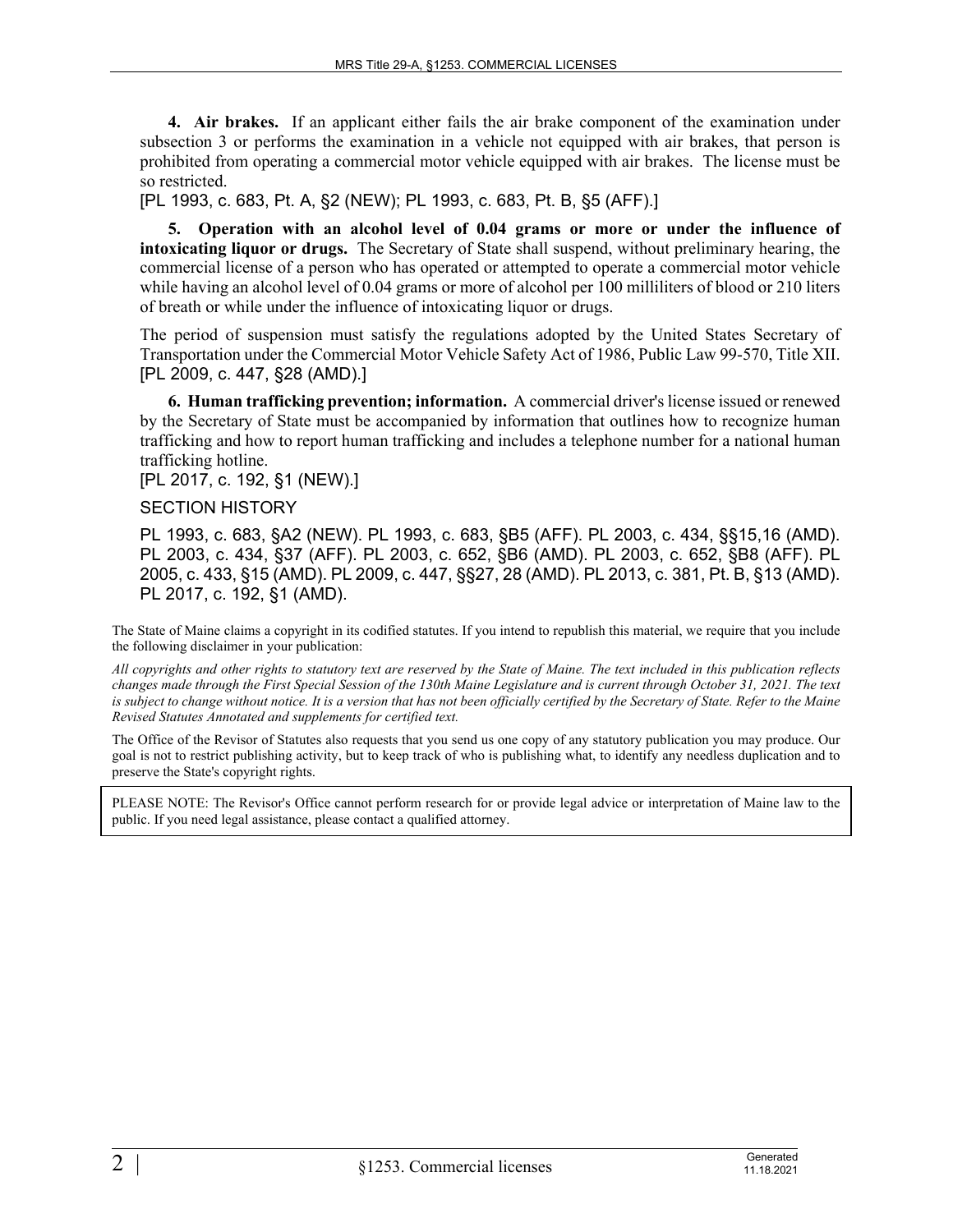**4. Air brakes.** If an applicant either fails the air brake component of the examination under subsection 3 or performs the examination in a vehicle not equipped with air brakes, that person is prohibited from operating a commercial motor vehicle equipped with air brakes. The license must be so restricted.

[PL 1993, c. 683, Pt. A, §2 (NEW); PL 1993, c. 683, Pt. B, §5 (AFF).]

**5. Operation with an alcohol level of 0.04 grams or more or under the influence of intoxicating liquor or drugs.** The Secretary of State shall suspend, without preliminary hearing, the commercial license of a person who has operated or attempted to operate a commercial motor vehicle while having an alcohol level of 0.04 grams or more of alcohol per 100 milliliters of blood or 210 liters of breath or while under the influence of intoxicating liquor or drugs.

The period of suspension must satisfy the regulations adopted by the United States Secretary of Transportation under the Commercial Motor Vehicle Safety Act of 1986, Public Law 99-570, Title XII.

[PL 2009, c. 447, §28 (AMD).]

**6. Human trafficking prevention; information.** A commercial driver's license issued or renewed by the Secretary of State must be accompanied by information that outlines how to recognize human trafficking and how to report human trafficking and includes a telephone number for a national human trafficking hotline.

[PL 2017, c. 192, §1 (NEW).]

SECTION HISTORY

PL 1993, c. 683, §A2 (NEW). PL 1993, c. 683, §B5 (AFF). PL 2003, c. 434, §§15,16 (AMD). PL 2003, c. 434, §37 (AFF). PL 2003, c. 652, §B6 (AMD). PL 2003, c. 652, §B8 (AFF). PL 2005, c. 433, §15 (AMD). PL 2009, c. 447, §§27, 28 (AMD). PL 2013, c. 381, Pt. B, §13 (AMD). PL 2017, c. 192, §1 (AMD).

The State of Maine claims a copyright in its codified statutes. If you intend to republish this material, we require that you include the following disclaimer in your publication:

*All copyrights and other rights to statutory text are reserved by the State of Maine. The text included in this publication reflects changes made through the First Special Session of the 130th Maine Legislature and is current through October 31, 2021. The text is subject to change without notice. It is a version that has not been officially certified by the Secretary of State. Refer to the Maine Revised Statutes Annotated and supplements for certified text.*

The Office of the Revisor of Statutes also requests that you send us one copy of any statutory publication you may produce. Our goal is not to restrict publishing activity, but to keep track of who is publishing what, to identify any needless duplication and to preserve the State's copyright rights.

PLEASE NOTE: The Revisor's Office cannot perform research for or provide legal advice or interpretation of Maine law to the public. If you need legal assistance, please contact a qualified attorney.